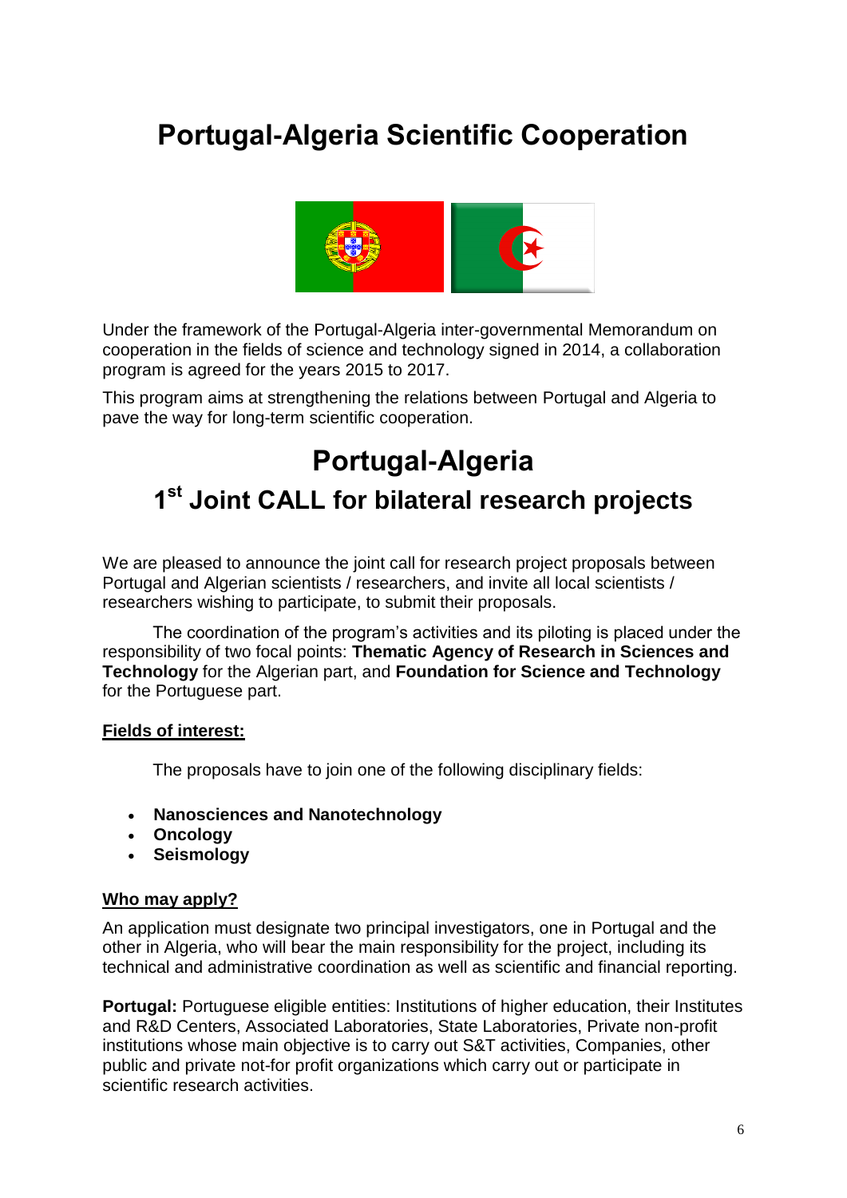# Portugal-Algeria Scientific Cooperation

Under the framework of the Portugal-Algeria inter-governmental Memorandum on cooperation in the fields of science and technology signed in 2014, a collaboration program is agreed for the years 2015 to 2017.

This program aims at strengthening the relations between Portugal and Algeria to pave the way for long-term scientific cooperation.

# Portugal-Algeria

## 1st Joint CALL for bilateral research projects

We are pleased to announce the joint call for research project proposals between Portugal and Algerian scientists / researchers, and invite all local scientists / researchers wishing to participate, to submit their proposals.

The coordination of the program's activities and its piloting is placed under the responsibility of two focal points: **Thematic Agency of Research in Sciences and Technology** for the Algerian part, and **Foundation for Science and Technology** for the Portuguese part.

### Fields of interest:

The proposals have to join one of the following disciplinary fields:

- **Nanosciences and Nanotechnology**
- **Oncology**
- **Seismology**

### Who may apply?

An application must designate two principal investigators, one in Portugal and the other in Algeria, who will bear the main responsibility for the project, including its technical and administrative coordination as well as scientific and financial reporting.

**Portugal:** Portuguese eligible entities: Institutions of higher education, their Institutes and R&D Centers, Associated Laboratories, State Laboratories, Private non-profit institutions whose main objective is to carry out S&T activities, Companies, other public and private not-for profit organizations which carry out or participate in scientific research activities.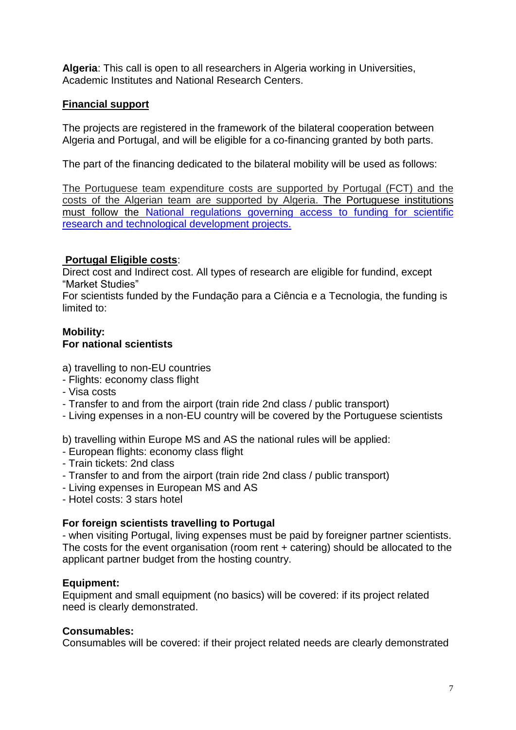**Algeria**: This call is open to all researchers in Algeria working in Universities, Academic Institutes and National Research Centers.

## Financial support

The projects are registered in the framework of the bilateral cooperation between Algeria and Portugal, and will be eligible for a co-financing granted by both parts.

The part of the financing dedicated to the bilateral mobility will be used as follows:

The Portuguese team expenditure costs are supported by Portugal (FCT) and the costs of the Algerian team are supported by Algeria. The Portuguese institutions must follow the National regulations governing access to funding for scientific research and technological development projects.

**Portugal Eligible costs**:
Direct cost and Indirect cost. All types of research are eligible for fundind, except "Market Studies"
For scientists funded by the Fundação para a Ciência e a Tecnologia, the funding is limited to:

**Mobility:**
**For national scientists**

a) travelling to non-EU countries
- Flights: economy class flight
- Visa costs
- Transfer to and from the airport (train ride 2nd class / public transport)
- Living expenses in a non-EU country will be covered by the Portuguese scientists

b) travelling within Europe MS and AS the national rules will be applied:
- European flights: economy class flight
- Train tickets: 2nd class
- Transfer to and from the airport (train ride 2nd class / public transport)
- Living expenses in European MS and AS
- Hotel costs: 3 stars hotel

**For foreign scientists travelling to Portugal**
- when visiting Portugal, living expenses must be paid by foreigner partner scientists. The costs for the event organisation (room rent + catering) should be allocated to the applicant partner budget from the hosting country.

**Equipment:**
Equipment and small equipment (no basics) will be covered: if its project related need is clearly demonstrated.

**Consumables:**
Consumables will be covered: if their project related needs are clearly demonstrated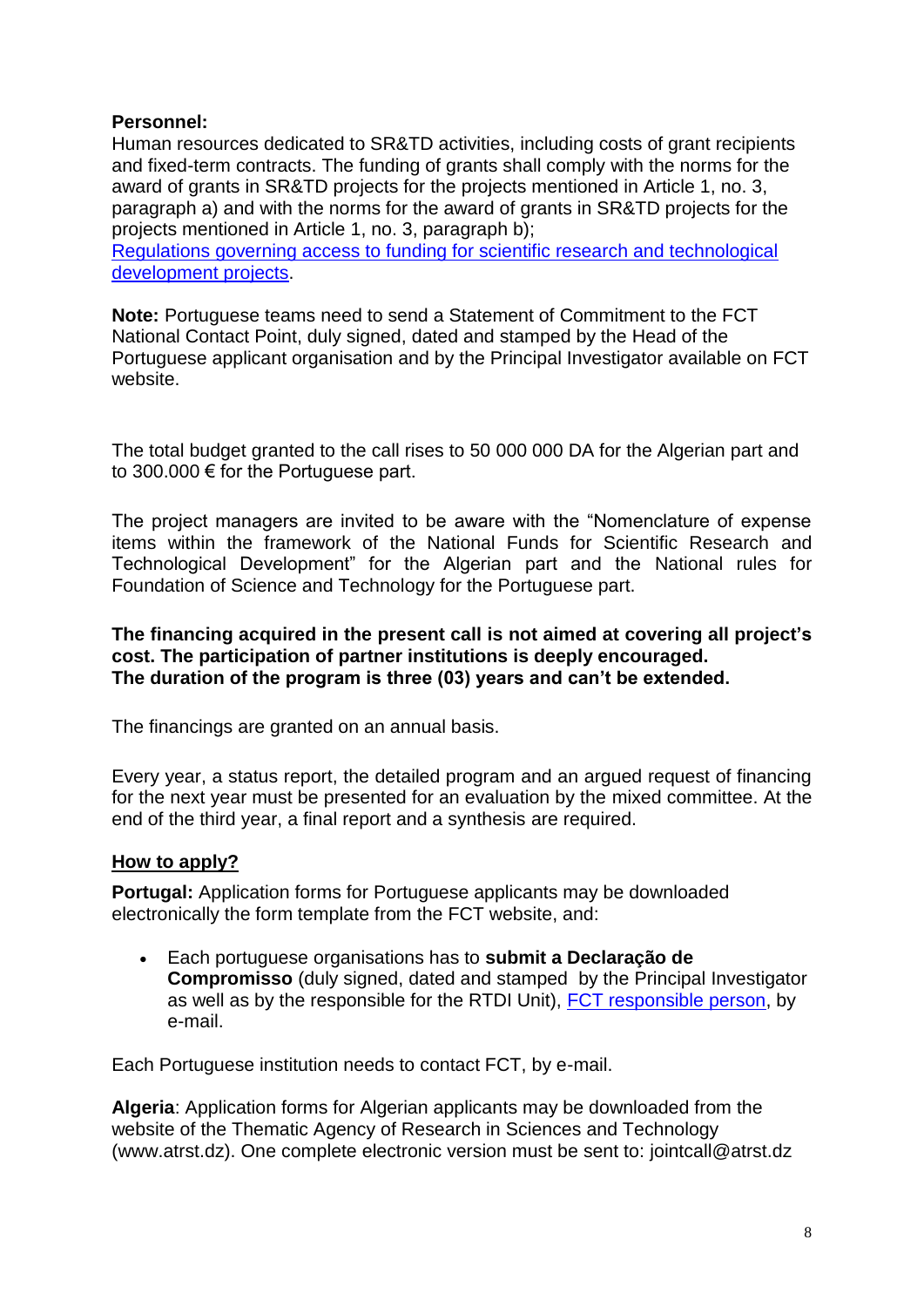**Personnel:**
Human resources dedicated to SR&TD activities, including costs of grant recipients and fixed-term contracts. The funding of grants shall comply with the norms for the award of grants in SR&TD projects for the projects mentioned in Article 1, no. 3, paragraph a) and with the norms for the award of grants in SR&TD projects for the projects mentioned in Article 1, no. 3, paragraph b);
[Regulations governing access to funding for scientific research and technological development projects](#).

**Note:** Portuguese teams need to send a Statement of Commitment to the FCT National Contact Point, duly signed, dated and stamped by the Head of the Portuguese applicant organisation and by the Principal Investigator available on FCT website.

The total budget granted to the call rises to 50 000 000 DA for the Algerian part and to 300.000 € for the Portuguese part.

The project managers are invited to be aware with the "Nomenclature of expense items within the framework of the National Funds for Scientific Research and Technological Development" for the Algerian part and the National rules for Foundation of Science and Technology for the Portuguese part.

**The financing acquired in the present call is not aimed at covering all project's cost. The participation of partner institutions is deeply encouraged.**
**The duration of the program is three (03) years and can't be extended.**

The financings are granted on an annual basis.

Every year, a status report, the detailed program and an argued request of financing for the next year must be presented for an evaluation by the mixed committee. At the end of the third year, a final report and a synthesis are required.

## How to apply?

**Portugal:** Application forms for Portuguese applicants may be downloaded electronically the form template from the FCT website, and:

- Each portuguese organisations has to **submit a Declaração de Compromisso** (duly signed, dated and stamped by the Principal Investigator as well as by the responsible for the RTDI Unit), [FCT responsible person](#), by e-mail.

Each Portuguese institution needs to contact FCT, by e-mail.

**Algeria**: Application forms for Algerian applicants may be downloaded from the website of the Thematic Agency of Research in Sciences and Technology (www.atrst.dz). One complete electronic version must be sent to: jointcall@atrst.dz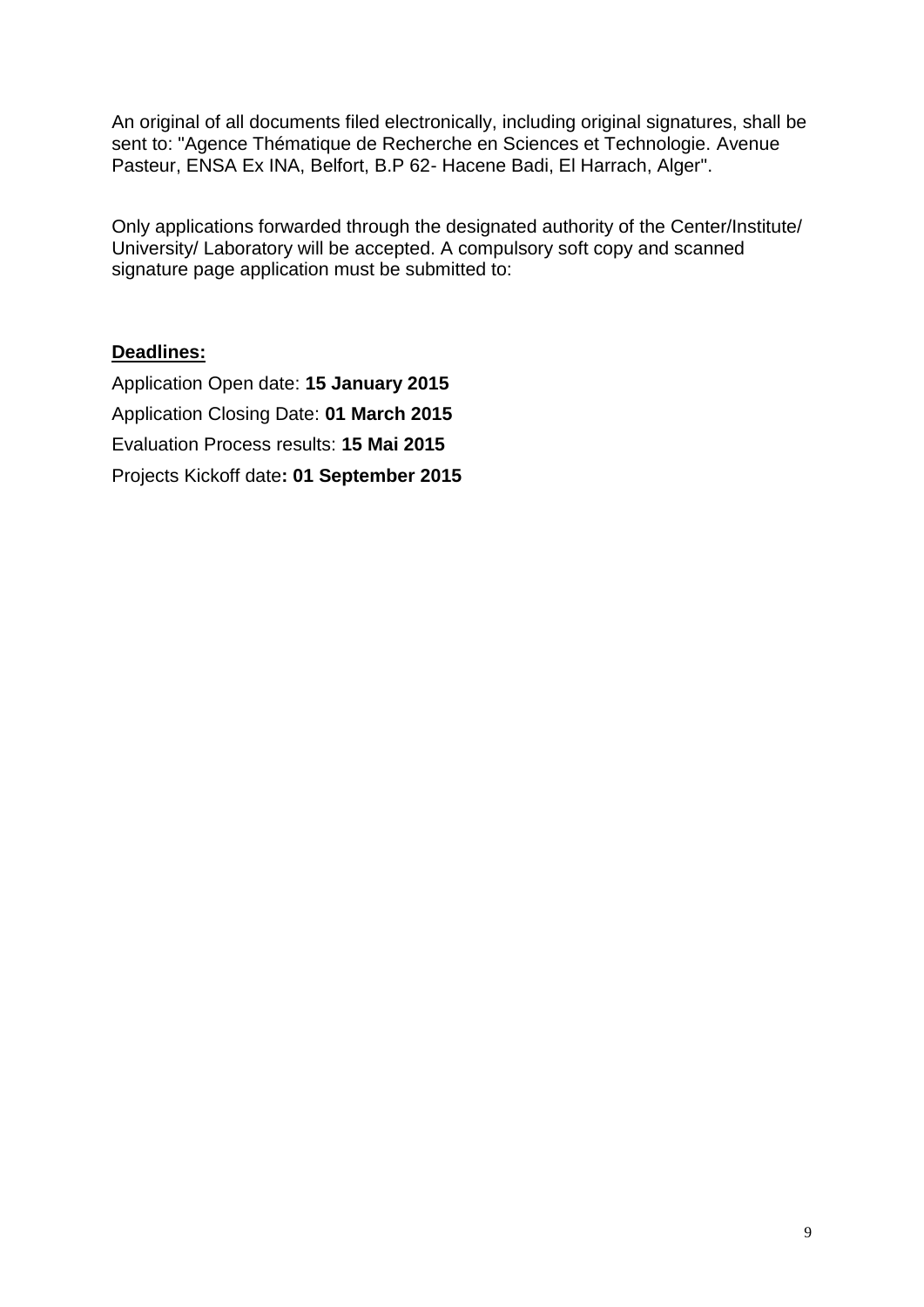An original of all documents filed electronically, including original signatures, shall be sent to: "Agence Thématique de Recherche en Sciences et Technologie. Avenue Pasteur, ENSA Ex INA, Belfort, B.P 62- Hacene Badi, El Harrach, Alger".

Only applications forwarded through the designated authority of the Center/Institute/ University/ Laboratory will be accepted. A compulsory soft copy and scanned signature page application must be submitted to:

**Deadlines:**

Application Open date: **15 January 2015**

Application Closing Date: **01 March 2015**

Evaluation Process results: **15 Mai 2015**

Projects Kickoff date**: 01 September 2015**